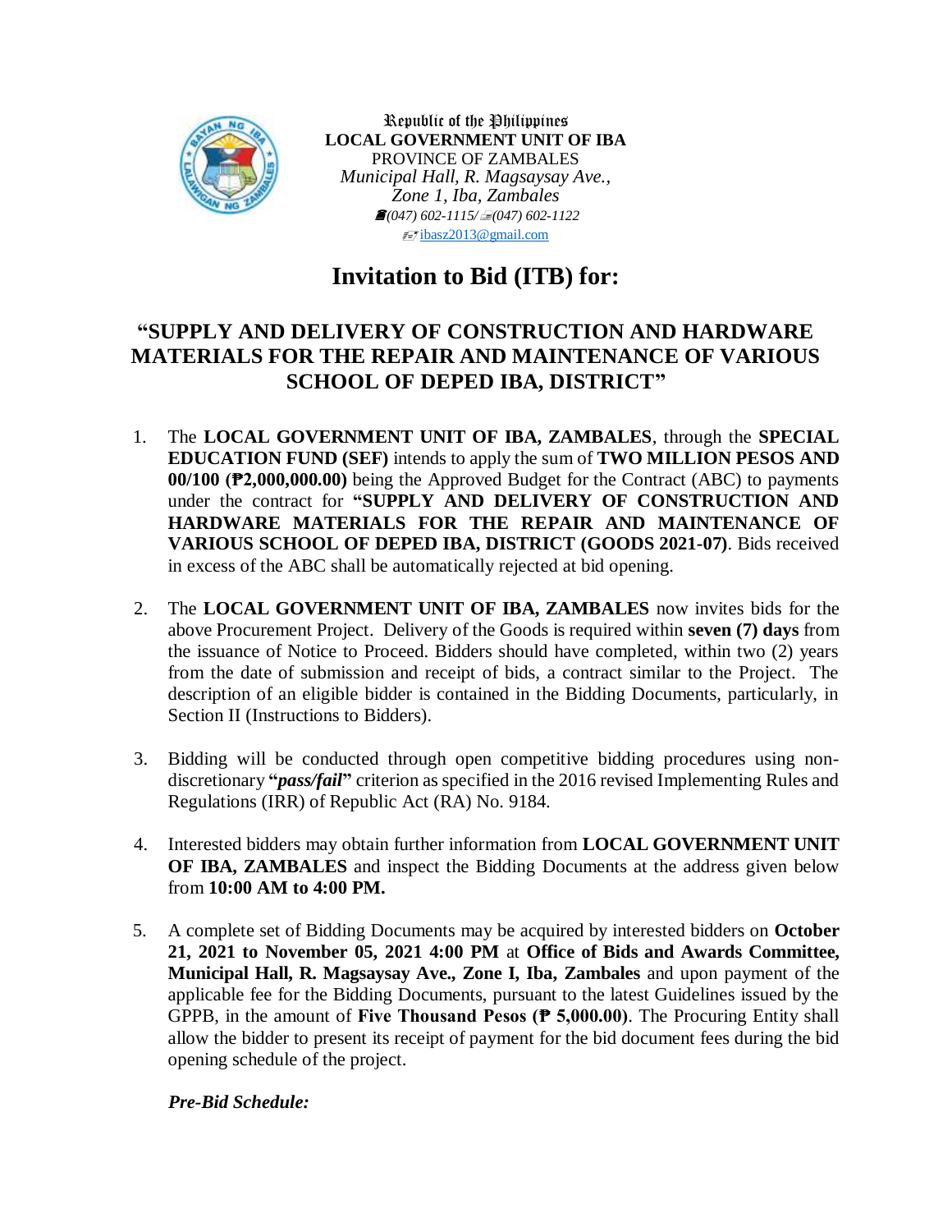Republic of the Philippines
**LOCAL GOVERNMENT UNIT OF IBA**
PROVINCE OF ZAMBALES
*Municipal Hall, R. Magsaysay Ave.,*
*Zone 1, Iba, Zambales*
*(047) 602-1115/ (047) 602-1122*
ibasz2013@gmail.com

# Invitation to Bid (ITB) for:

## "SUPPLY AND DELIVERY OF CONSTRUCTION AND HARDWARE MATERIALS FOR THE REPAIR AND MAINTENANCE OF VARIOUS SCHOOL OF DEPED IBA, DISTRICT"

1. The **LOCAL GOVERNMENT UNIT OF IBA, ZAMBALES**, through the **SPECIAL EDUCATION FUND (SEF)** intends to apply the sum of **TWO MILLION PESOS AND 00/100 (₱2,000,000.00)** being the Approved Budget for the Contract (ABC) to payments under the contract for **"SUPPLY AND DELIVERY OF CONSTRUCTION AND HARDWARE MATERIALS FOR THE REPAIR AND MAINTENANCE OF VARIOUS SCHOOL OF DEPED IBA, DISTRICT (GOODS 2021-07)**. Bids received in excess of the ABC shall be automatically rejected at bid opening.

2. The **LOCAL GOVERNMENT UNIT OF IBA, ZAMBALES** now invites bids for the above Procurement Project. Delivery of the Goods is required within **seven (7) days** from the issuance of Notice to Proceed. Bidders should have completed, within two (2) years from the date of submission and receipt of bids, a contract similar to the Project. The description of an eligible bidder is contained in the Bidding Documents, particularly, in Section II (Instructions to Bidders).

3. Bidding will be conducted through open competitive bidding procedures using non-discretionary **"*pass/fail*"** criterion as specified in the 2016 revised Implementing Rules and Regulations (IRR) of Republic Act (RA) No. 9184.

4. Interested bidders may obtain further information from **LOCAL GOVERNMENT UNIT OF IBA, ZAMBALES** and inspect the Bidding Documents at the address given below from **10:00 AM to 4:00 PM.**

5. A complete set of Bidding Documents may be acquired by interested bidders on **October 21, 2021 to November 05, 2021 4:00 PM** at **Office of Bids and Awards Committee, Municipal Hall, R. Magsaysay Ave., Zone I, Iba, Zambales** and upon payment of the applicable fee for the Bidding Documents, pursuant to the latest Guidelines issued by the GPPB, in the amount of **Five Thousand Pesos (₱ 5,000.00)**. The Procuring Entity shall allow the bidder to present its receipt of payment for the bid document fees during the bid opening schedule of the project.

   ***Pre-Bid Schedule:***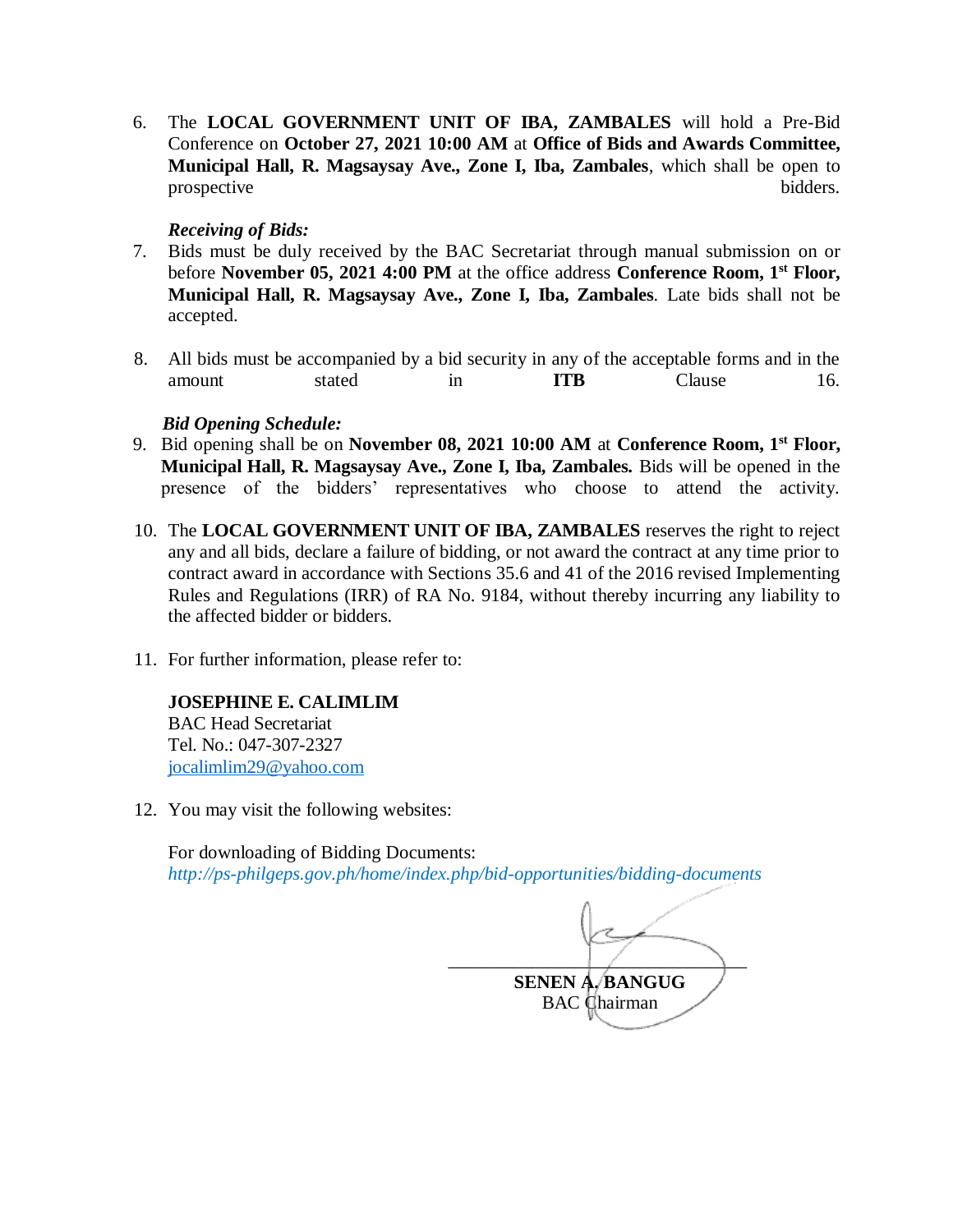6. The **LOCAL GOVERNMENT UNIT OF IBA, ZAMBALES** will hold a Pre-Bid Conference on **October 27, 2021 10:00 AM** at **Office of Bids and Awards Committee, Municipal Hall, R. Magsaysay Ave., Zone I, Iba, Zambales**, which shall be open to prospective bidders.

***Receiving of Bids:***

7. Bids must be duly received by the BAC Secretariat through manual submission on or before **November 05, 2021 4:00 PM** at the office address **Conference Room, 1st Floor, Municipal Hall, R. Magsaysay Ave., Zone I, Iba, Zambales**. Late bids shall not be accepted.

8. All bids must be accompanied by a bid security in any of the acceptable forms and in the amount stated in **ITB** Clause 16.

***Bid Opening Schedule:***

9. Bid opening shall be on **November 08, 2021 10:00 AM** at **Conference Room, 1st Floor, Municipal Hall, R. Magsaysay Ave., Zone I, Iba, Zambales.** Bids will be opened in the presence of the bidders' representatives who choose to attend the activity.

10. The **LOCAL GOVERNMENT UNIT OF IBA, ZAMBALES** reserves the right to reject any and all bids, declare a failure of bidding, or not award the contract at any time prior to contract award in accordance with Sections 35.6 and 41 of the 2016 revised Implementing Rules and Regulations (IRR) of RA No. 9184, without thereby incurring any liability to the affected bidder or bidders.

11. For further information, please refer to:

    **JOSEPHINE E. CALIMLIM**
    BAC Head Secretariat
    Tel. No.: 047-307-2327
    jocalimlim29@yahoo.com

12. You may visit the following websites:

    For downloading of Bidding Documents:
    *http://ps-philgeps.gov.ph/home/index.php/bid-opportunities/bidding-documents*

**SENEN A. BANGUG**
BAC Chairman